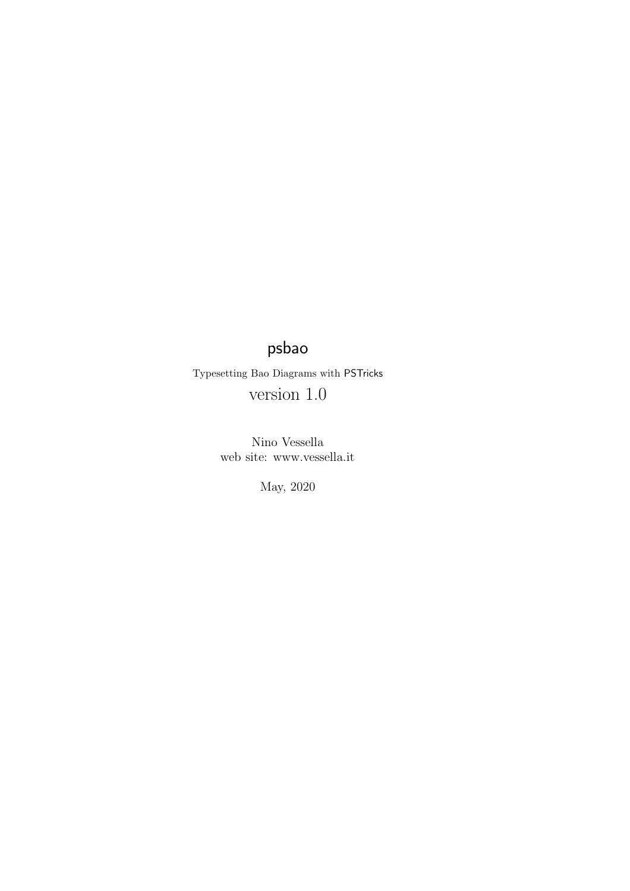# psbao

Typesetting Bao Diagrams with PSTricks

version 1.0

Nino Vessella
web site: www.vessella.it

May, 2020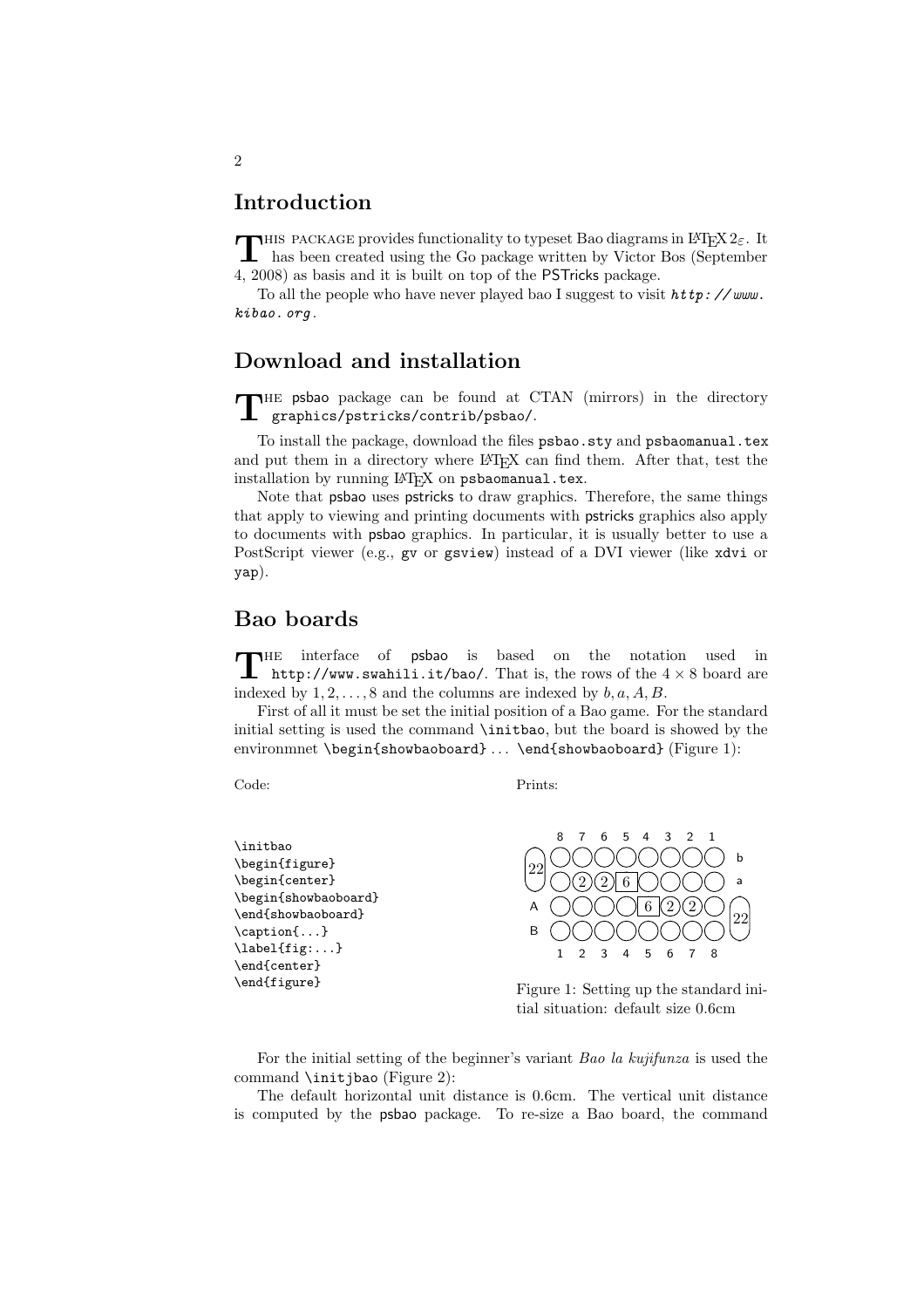## Introduction

THIS PACKAGE provides functionality to typeset Bao diagrams in LaTeX $2_\varepsilon$. It has been created using the Go package written by Victor Bos (September 4, 2008) as basis and it is built on top of the PSTricks package.

To all the people who have never played bao I suggest to visit *http://www.kibao.org*.

## Download and installation

THE psbao package can be found at CTAN (mirrors) in the directory `graphics/pstricks/contrib/psbao/`.

To install the package, download the files `psbao.sty` and `psbaomanual.tex` and put them in a directory where LaTeX can find them. After that, test the installation by running LaTeX on `psbaomanual.tex`.

Note that psbao uses pstricks to draw graphics. Therefore, the same things that apply to viewing and printing documents with pstricks graphics also apply to documents with psbao graphics. In particular, it is usually better to use a PostScript viewer (e.g., `gv` or `gsview`) instead of a DVI viewer (like `xdvi` or `yap`).

## Bao boards

THE interface of psbao is based on the notation used in `http://www.swahili.it/bao/`. That is, the rows of the $4 \times 8$ board are indexed by $1, 2, \ldots, 8$ and the columns are indexed by $b, a, A, B$.

First of all it must be set the initial position of a Bao game. For the standard initial setting is used the command `\initbao`, but the board is showed by the environmnet `\begin{showbaoboard}` ... `\end{showbaoboard}` (Figure 1):

Code:

```
\initbao
\begin{figure}
\begin{center}
\begin{showbaoboard}
\end{showbaoboard}
\caption{...}
\label{fig:...}
\end{center}
\end{figure}
```

Prints:

8 7 6 5 4 3 2 1
22
b
2 2 6
a
A
6 2 2
22
B
1 2 3 4 5 6 7 8

Figure 1: Setting up the standard initial situation: default size 0.6cm

For the initial setting of the beginner's variant *Bao la kujifunza* is used the command `\initjbao` (Figure 2):

The default horizontal unit distance is 0.6cm. The vertical unit distance is computed by the psbao package. To re-size a Bao board, the command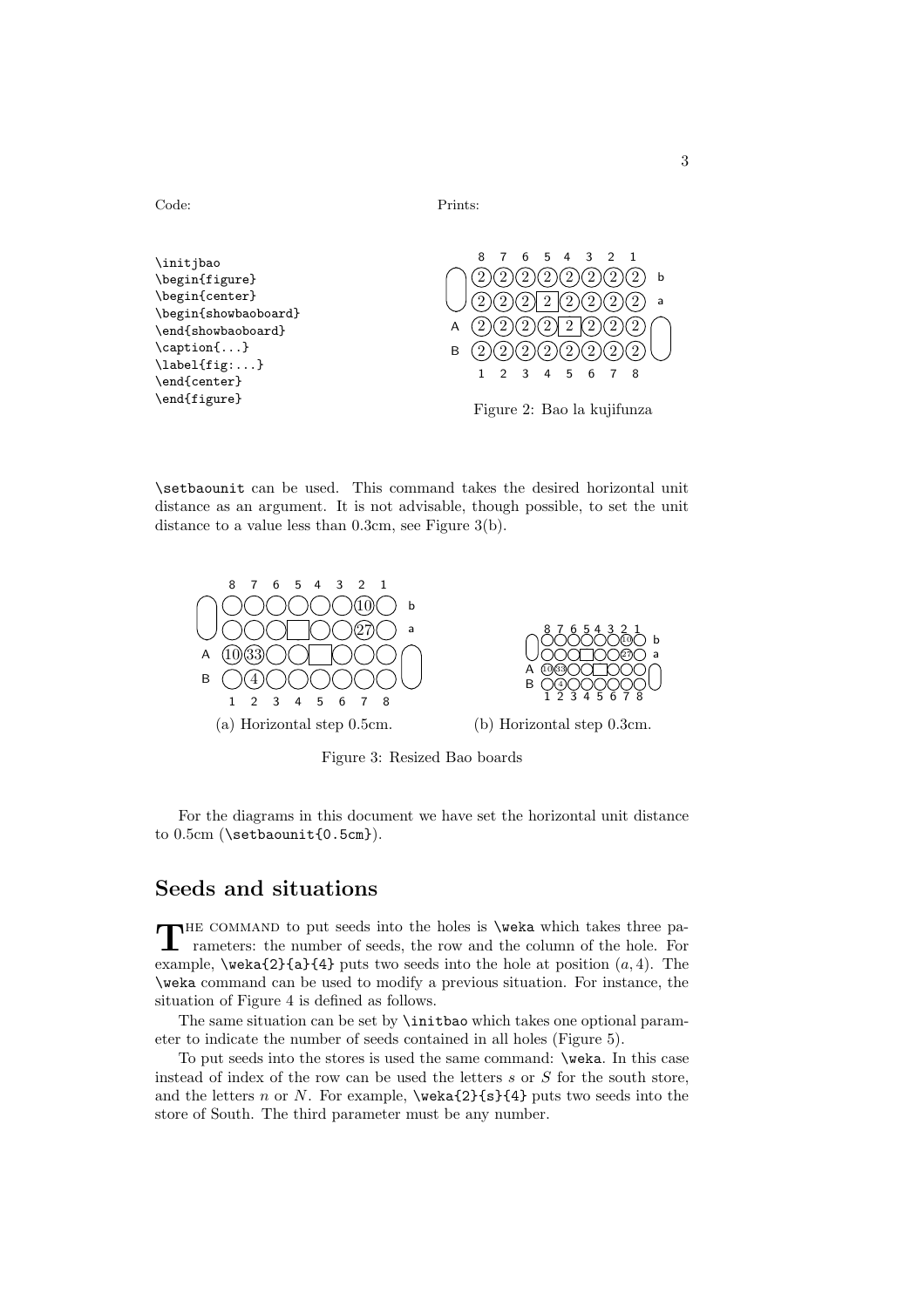Code:

```
\initjbao
\begin{figure}
\begin{center}
\begin{showbaoboard}
\end{showbaoboard}
\caption{...}
\label{fig:...}
\end{center}
\end{figure}
```

Prints:

Figure 2: Bao la kujifunza

\setbaounit can be used. This command takes the desired horizontal unit distance as an argument. It is not advisable, though possible, to set the unit distance to a value less than 0.3cm, see Figure 3(b).

(a) Horizontal step 0.5cm.

(b) Horizontal step 0.3cm.

Figure 3: Resized Bao boards

For the diagrams in this document we have set the horizontal unit distance to 0.5cm (\setbaounit{0.5cm}).

## Seeds and situations

THE COMMAND to put seeds into the holes is \weka which takes three parameters: the number of seeds, the row and the column of the hole. For example, \weka{2}{a}{4} puts two seeds into the hole at position $(a, 4)$. The \weka command can be used to modify a previous situation. For instance, the situation of Figure 4 is defined as follows.

The same situation can be set by \initbao which takes one optional parameter to indicate the number of seeds contained in all holes (Figure 5).

To put seeds into the stores is used the same command: \weka. In this case instead of index of the row can be used the letters $s$ or $S$ for the south store, and the letters $n$ or $N$. For example, \weka{2}{s}{4} puts two seeds into the store of South. The third parameter must be any number.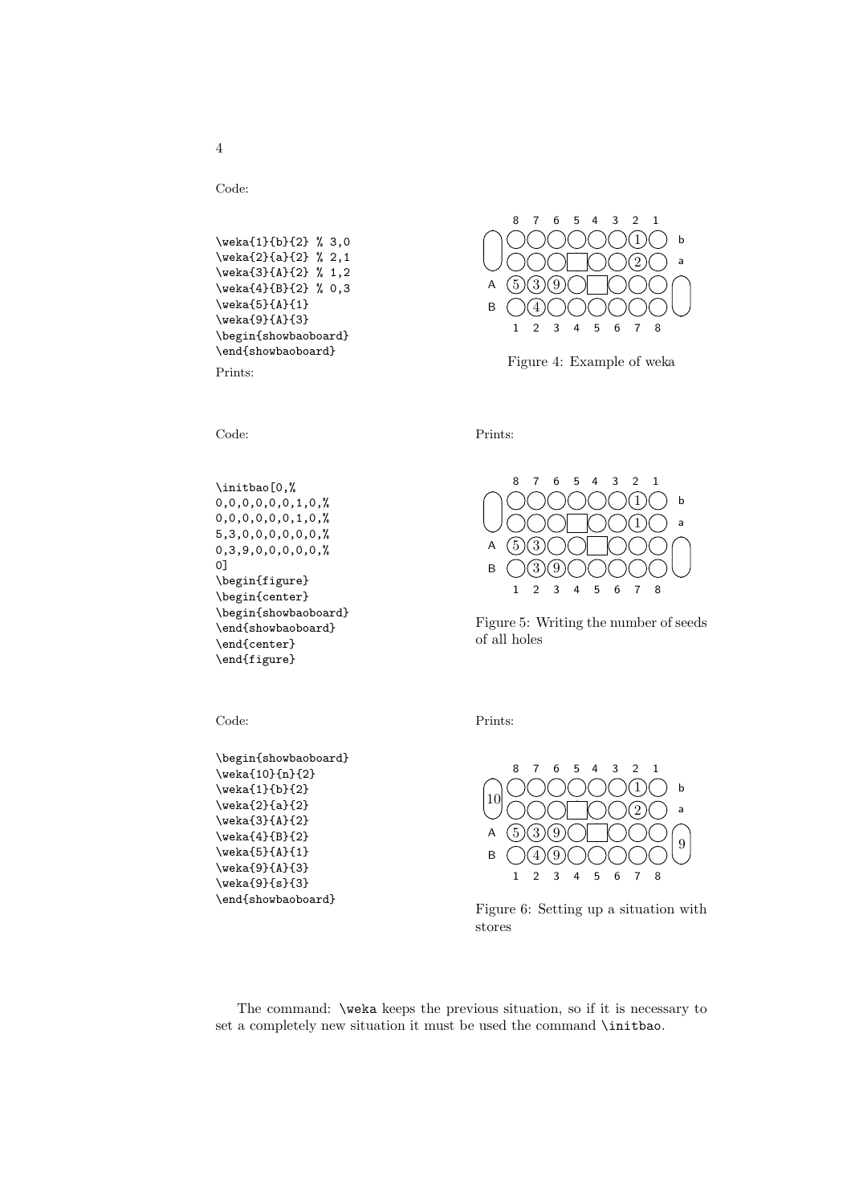Code:

```
\weka{1}{b}{2} % 3,0
\weka{2}{a}{2} % 2,1
\weka{3}{A}{2} % 1,2
\weka{4}{B}{2} % 0,3
\weka{5}{A}{1}
\weka{9}{A}{3}
\begin{showbaoboard}
\end{showbaoboard}
```

Prints:

8 7 6 5 4 3 2 1

b

a

A

B

1 2 3 4 5 6 7 8

Figure 4: Example of weka

Code:

```
\initbao[0,%
0,0,0,0,0,0,1,0,%
0,0,0,0,0,0,1,0,%
5,3,0,0,0,0,0,0,%
0,3,9,0,0,0,0,0,%
0]
\begin{figure}
\begin{center}
\begin{showbaoboard}
\end{showbaoboard}
\end{center}
\end{figure}
```

Prints:

8 7 6 5 4 3 2 1

b

a

A

B

1 2 3 4 5 6 7 8

Figure 5: Writing the number of seeds of all holes

Code:

```
\begin{showbaoboard}
\weka{10}{n}{2}
\weka{1}{b}{2}
\weka{2}{a}{2}
\weka{3}{A}{2}
\weka{4}{B}{2}
\weka{5}{A}{1}
\weka{9}{A}{3}
\weka{9}{s}{3}
\end{showbaoboard}
```

Prints:

8 7 6 5 4 3 2 1

b

a

A

B

1 2 3 4 5 6 7 8

Figure 6: Setting up a situation with stores

The command: `\weka` keeps the previous situation, so if it is necessary to set a completely new situation it must be used the command `\initbao`.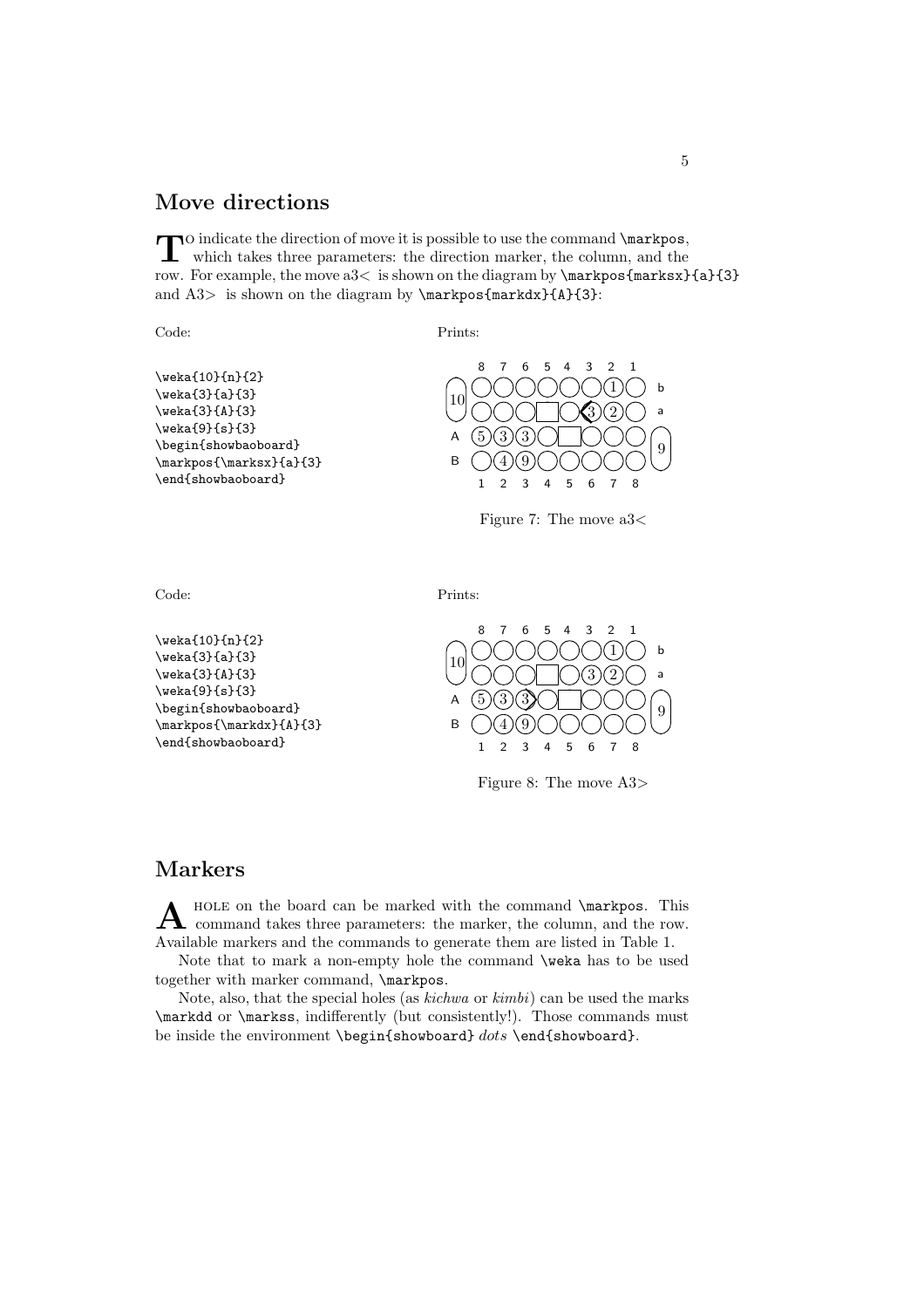## Move directions

To indicate the direction of move it is possible to use the command `\markpos`, which takes three parameters: the direction marker, the column, and the row. For example, the move a3< is shown on the diagram by `\markpos{marksx}{a}{3}` and A3> is shown on the diagram by `\markpos{markdx}{A}{3}`:

Code:

```
\weka{10}{n}{2}
\weka{3}{a}{3}
\weka{3}{A}{3}
\weka{9}{s}{3}
\begin{showbaoboard}
\markpos{\marksx}{a}{3}
\end{showbaoboard}
```

Prints:

Figure 7: The move a3<

Code:

```
\weka{10}{n}{2}
\weka{3}{a}{3}
\weka{3}{A}{3}
\weka{9}{s}{3}
\begin{showbaoboard}
\markpos{\markdx}{A}{3}
\end{showbaoboard}
```

Prints:

Figure 8: The move A3>

## Markers

A hole on the board can be marked with the command `\markpos`. This command takes three parameters: the marker, the column, and the row. Available markers and the commands to generate them are listed in Table 1.

Note that to mark a non-empty hole the command `\weka` has to be used together with marker command, `\markpos`.

Note, also, that the special holes (as *kichwa* or *kimbi*) can be used the marks `\markdd` or `\markss`, indifferently (but consistently!). Those commands must be inside the environment `\begin{showboard}` *dots* `\end{showboard}`.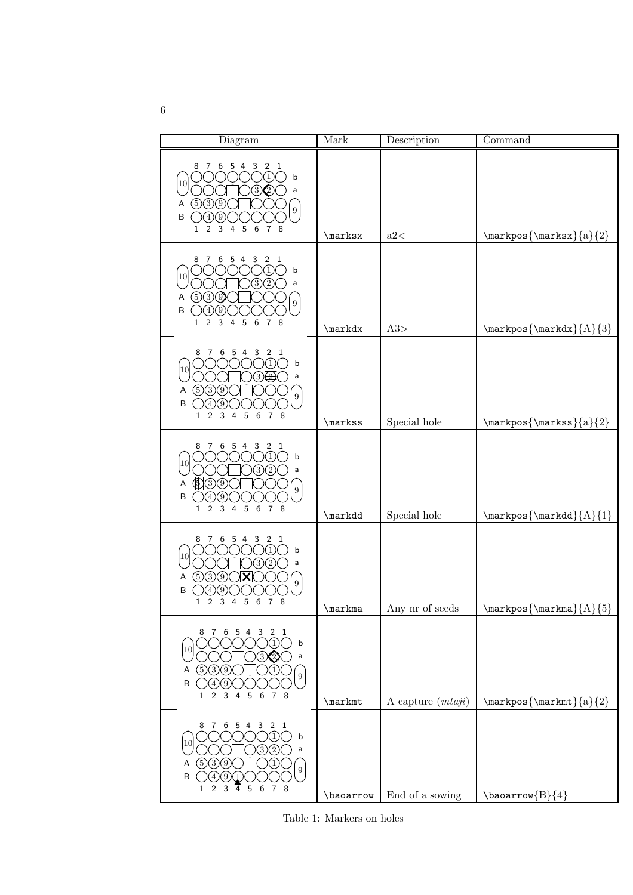| Diagram | Mark | Description | Command |
|---|---|---|---|
| | `\marksx` | a2< | `\markpos{\marksx}{a}{2}` |
| | `\markdx` | A3> | `\markpos{\markdx}{A}{3}` |
| | `\markss` | Special hole | `\markpos{\markss}{a}{2}` |
| | `\markdd` | Special hole | `\markpos{\markdd}{A}{1}` |
| | `\markma` | Any nr of seeds | `\markpos{\markma}{A}{5}` |
| | `\markmt` | A capture (*mtaji*) | `\markpos{\markmt}{a}{2}` |
| | `\baoarrow` | End of a sowing | `\baoarrow{B}{4}` |

Table 1: Markers on holes